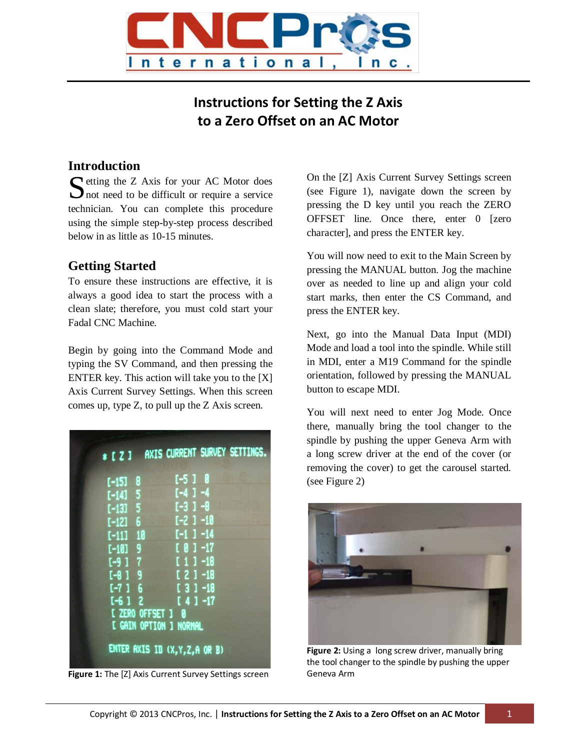# Instructions for Setting the Z Axis to a Zero Offset on an AC Motor

## Introduction

Setting the Z Axis for your AC Motor does not need to be difficult or require a service technician. You can complete this procedure using the simple step-by-step process described below in as little as 10-15 minutes.

## Getting Started

To ensure these instructions are effective, it is always a good idea to start the process with a clean slate; therefore, you must cold start your Fadal CNC Machine.

Begin by going into the Command Mode and typing the SV Command, and then pressing the ENTER key. This action will take you to the [X] Axis Current Survey Settings. When this screen comes up, type Z, to pull up the Z Axis screen.

**Figure 1:** The [Z] Axis Current Survey Settings screen

On the [Z] Axis Current Survey Settings screen (see Figure 1), navigate down the screen by pressing the D key until you reach the ZERO OFFSET line. Once there, enter 0 [zero character], and press the ENTER key.

You will now need to exit to the Main Screen by pressing the MANUAL button. Jog the machine over as needed to line up and align your cold start marks, then enter the CS Command, and press the ENTER key.

Next, go into the Manual Data Input (MDI) Mode and load a tool into the spindle. While still in MDI, enter a M19 Command for the spindle orientation, followed by pressing the MANUAL button to escape MDI.

You will next need to enter Jog Mode. Once there, manually bring the tool changer to the spindle by pushing the upper Geneva Arm with a long screw driver at the end of the cover (or removing the cover) to get the carousel started. (see Figure 2)

**Figure 2:** Using a long screw driver, manually bring the tool changer to the spindle by pushing the upper Geneva Arm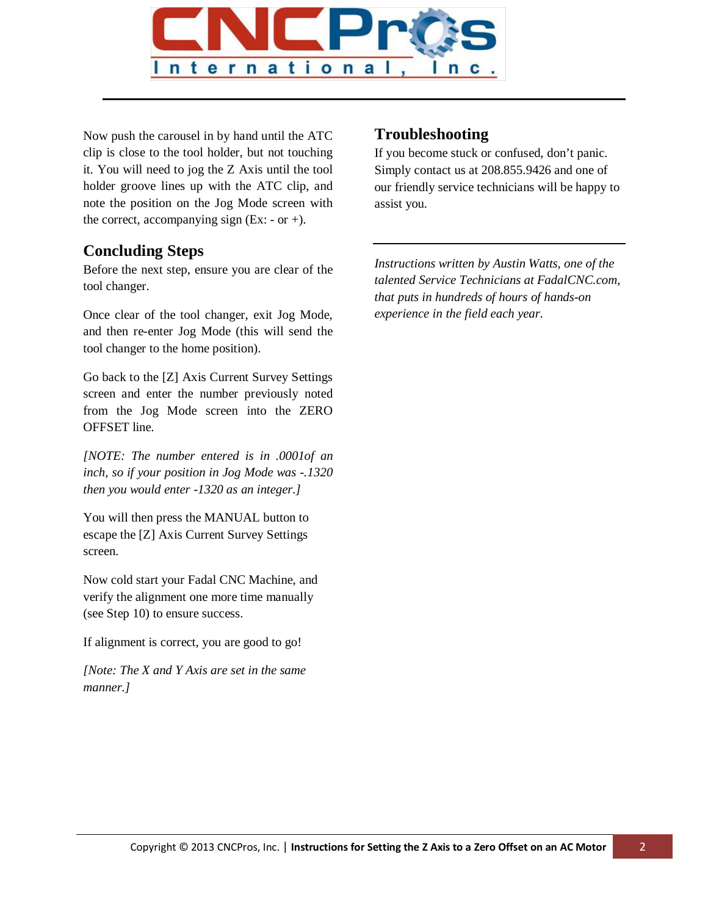Now push the carousel in by hand until the ATC clip is close to the tool holder, but not touching it. You will need to jog the Z Axis until the tool holder groove lines up with the ATC clip, and note the position on the Jog Mode screen with the correct, accompanying sign (Ex: - or +).

## Concluding Steps

Before the next step, ensure you are clear of the tool changer.

Once clear of the tool changer, exit Jog Mode, and then re-enter Jog Mode (this will send the tool changer to the home position).

Go back to the [Z] Axis Current Survey Settings screen and enter the number previously noted from the Jog Mode screen into the ZERO OFFSET line.

*[NOTE: The number entered is in .0001of an inch, so if your position in Jog Mode was -.1320 then you would enter -1320 as an integer.]*

You will then press the MANUAL button to escape the [Z] Axis Current Survey Settings screen.

Now cold start your Fadal CNC Machine, and verify the alignment one more time manually (see Step 10) to ensure success.

If alignment is correct, you are good to go!

*[Note: The X and Y Axis are set in the same manner.]*

## Troubleshooting

If you become stuck or confused, don't panic. Simply contact us at 208.855.9426 and one of our friendly service technicians will be happy to assist you.

---

*Instructions written by Austin Watts, one of the talented Service Technicians at FadalCNC.com, that puts in hundreds of hours of hands-on experience in the field each year.*